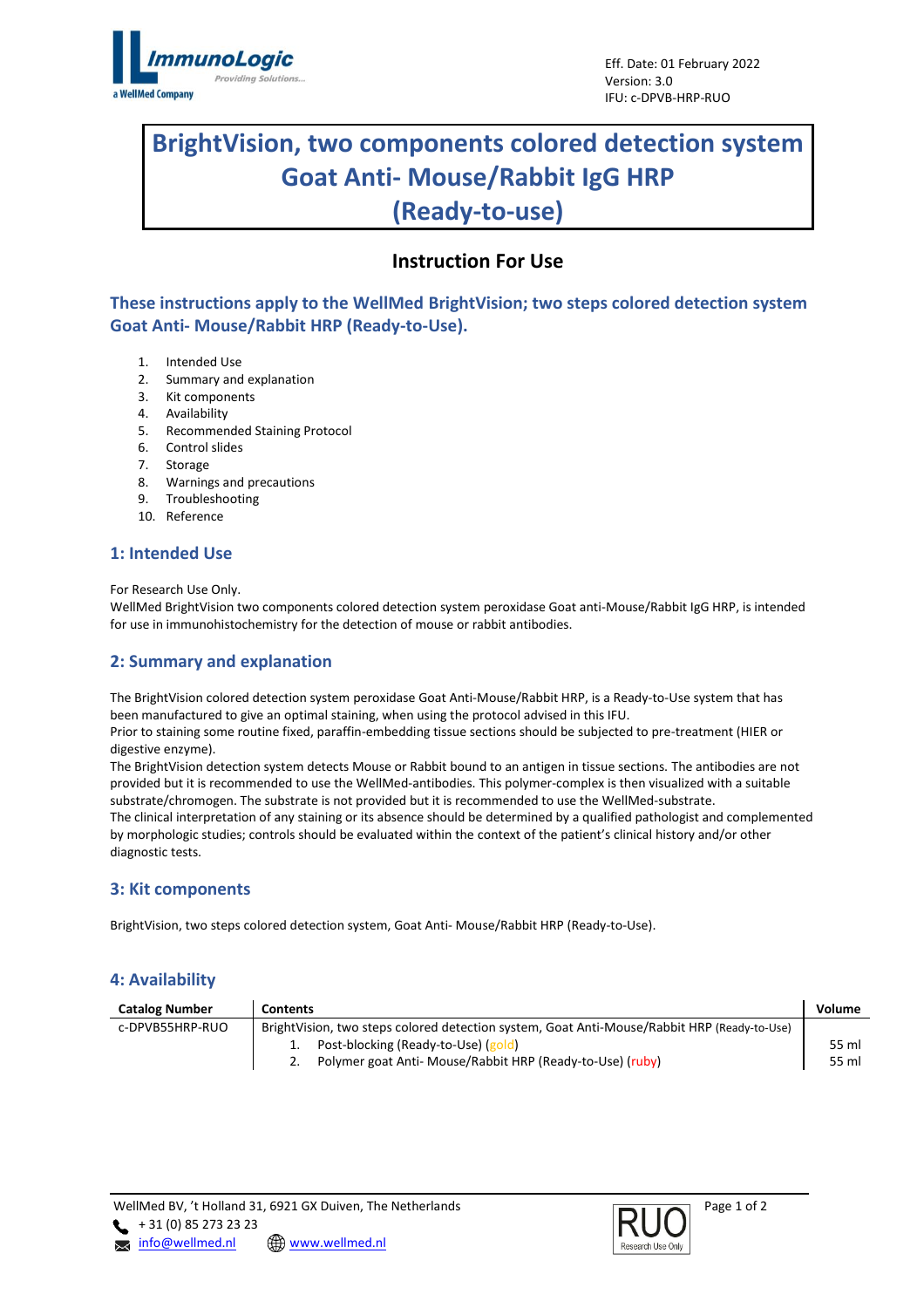Eff. Date: 01 February 2022
Version: 3.0
IFU: c-DPVB-HRP-RUO

# BrightVision, two components colored detection system Goat Anti- Mouse/Rabbit IgG HRP (Ready-to-use)

## Instruction For Use

### These instructions apply to the WellMed BrightVision; two steps colored detection system Goat Anti- Mouse/Rabbit HRP (Ready-to-Use).

1. Intended Use
2. Summary and explanation
3. Kit components
4. Availability
5. Recommended Staining Protocol
6. Control slides
7. Storage
8. Warnings and precautions
9. Troubleshooting
10. Reference

## 1: Intended Use

For Research Use Only.
WellMed BrightVision two components colored detection system peroxidase Goat anti-Mouse/Rabbit IgG HRP, is intended for use in immunohistochemistry for the detection of mouse or rabbit antibodies.

## 2: Summary and explanation

The BrightVision colored detection system peroxidase Goat Anti-Mouse/Rabbit HRP, is a Ready-to-Use system that has been manufactured to give an optimal staining, when using the protocol advised in this IFU.
Prior to staining some routine fixed, paraffin-embedding tissue sections should be subjected to pre-treatment (HIER or digestive enzyme).
The BrightVision detection system detects Mouse or Rabbit bound to an antigen in tissue sections. The antibodies are not provided but it is recommended to use the WellMed-antibodies. This polymer-complex is then visualized with a suitable substrate/chromogen. The substrate is not provided but it is recommended to use the WellMed-substrate.
The clinical interpretation of any staining or its absence should be determined by a qualified pathologist and complemented by morphologic studies; controls should be evaluated within the context of the patient's clinical history and/or other diagnostic tests.

## 3: Kit components

BrightVision, two steps colored detection system, Goat Anti- Mouse/Rabbit HRP (Ready-to-Use).

## 4: Availability

| Catalog Number | Contents | Volume |
|---|---|---|
| c-DPVB55HRP-RUO | BrightVision, two steps colored detection system, Goat Anti-Mouse/Rabbit HRP (Ready-to-Use) | |
| | 1. Post-blocking (Ready-to-Use) (gold) | 55 ml |
| | 2. Polymer goat Anti- Mouse/Rabbit HRP (Ready-to-Use) (ruby) | 55 ml |

WellMed BV, 't Holland 31, 6921 GX Duiven, The Netherlands
+ 31 (0) 85 273 23 23
info@wellmed.nl www.wellmed.nl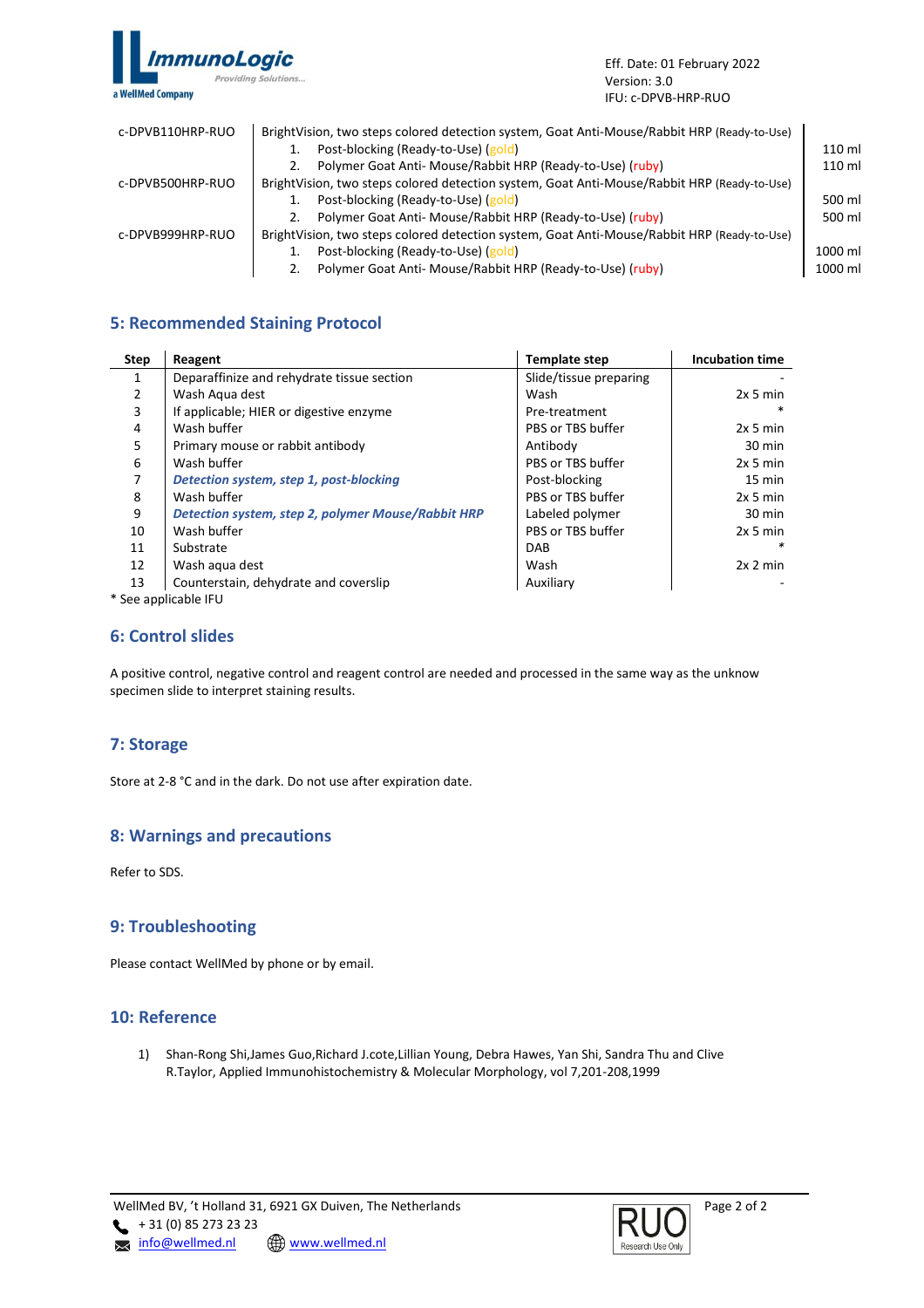| | | |
|---|---|---|
| c-DPVB110HRP-RUO | BrightVision, two steps colored detection system, Goat Anti-Mouse/Rabbit HRP (Ready-to-Use) | |
| | 1. Post-blocking (Ready-to-Use) (gold) | 110 ml |
| | 2. Polymer Goat Anti- Mouse/Rabbit HRP (Ready-to-Use) (ruby) | 110 ml |
| c-DPVB500HRP-RUO | BrightVision, two steps colored detection system, Goat Anti-Mouse/Rabbit HRP (Ready-to-Use) | |
| | 1. Post-blocking (Ready-to-Use) (gold) | 500 ml |
| | 2. Polymer Goat Anti- Mouse/Rabbit HRP (Ready-to-Use) (ruby) | 500 ml |
| c-DPVB999HRP-RUO | BrightVision, two steps colored detection system, Goat Anti-Mouse/Rabbit HRP (Ready-to-Use) | |
| | 1. Post-blocking (Ready-to-Use) (gold) | 1000 ml |
| | 2. Polymer Goat Anti- Mouse/Rabbit HRP (Ready-to-Use) (ruby) | 1000 ml |

## 5: Recommended Staining Protocol

| Step | Reagent | Template step | Incubation time |
|---|---|---|---|
| 1 | Deparaffinize and rehydrate tissue section | Slide/tissue preparing | - |
| 2 | Wash Aqua dest | Wash | 2x 5 min |
| 3 | If applicable; HIER or digestive enzyme | Pre-treatment | * |
| 4 | Wash buffer | PBS or TBS buffer | 2x 5 min |
| 5 | Primary mouse or rabbit antibody | Antibody | 30 min |
| 6 | Wash buffer | PBS or TBS buffer | 2x 5 min |
| 7 | ***Detection system, step 1, post-blocking*** | Post-blocking | 15 min |
| 8 | Wash buffer | PBS or TBS buffer | 2x 5 min |
| 9 | ***Detection system, step 2, polymer Mouse/Rabbit HRP*** | Labeled polymer | 30 min |
| 10 | Wash buffer | PBS or TBS buffer | 2x 5 min |
| 11 | Substrate | DAB | * |
| 12 | Wash aqua dest | Wash | 2x 2 min |
| 13 | Counterstain, dehydrate and coverslip | Auxiliary | - |

* See applicable IFU

## 6: Control slides

A positive control, negative control and reagent control are needed and processed in the same way as the unknow specimen slide to interpret staining results.

## 7: Storage

Store at 2-8 °C and in the dark. Do not use after expiration date.

## 8: Warnings and precautions

Refer to SDS.

## 9: Troubleshooting

Please contact WellMed by phone or by email.

## 10: Reference

1) Shan-Rong Shi,James Guo,Richard J.cote,Lillian Young, Debra Hawes, Yan Shi, Sandra Thu and Clive R.Taylor, Applied Immunohistochemistry & Molecular Morphology, vol 7,201-208,1999